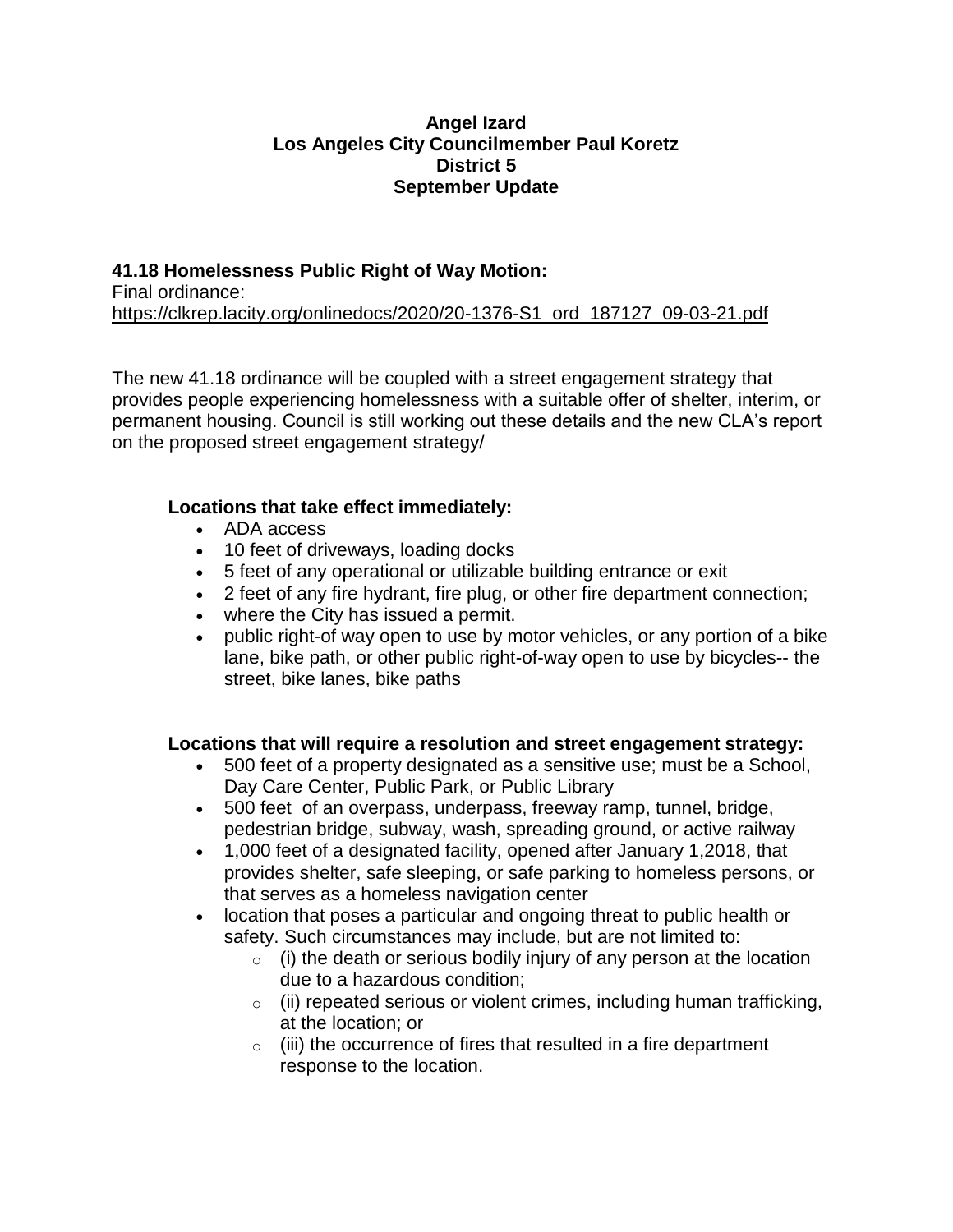**Angel Izard**
**Los Angeles City Councilmember Paul Koretz**
**District 5**
**September Update**

**41.18 Homelessness Public Right of Way Motion:**
Final ordinance:
https://clkrep.lacity.org/onlinedocs/2020/20-1376-S1_ord_187127_09-03-21.pdf

The new 41.18 ordinance will be coupled with a street engagement strategy that provides people experiencing homelessness with a suitable offer of shelter, interim, or permanent housing. Council is still working out these details and the new CLA's report on the proposed street engagement strategy/

**Locations that take effect immediately:**

- ADA access
- 10 feet of driveways, loading docks
- 5 feet of any operational or utilizable building entrance or exit
- 2 feet of any fire hydrant, fire plug, or other fire department connection;
- where the City has issued a permit.
- public right-of way open to use by motor vehicles, or any portion of a bike lane, bike path, or other public right-of-way open to use by bicycles-- the street, bike lanes, bike paths

**Locations that will require a resolution and street engagement strategy:**

- 500 feet of a property designated as a sensitive use; must be a School, Day Care Center, Public Park, or Public Library
- 500 feet of an overpass, underpass, freeway ramp, tunnel, bridge, pedestrian bridge, subway, wash, spreading ground, or active railway
- 1,000 feet of a designated facility, opened after January 1,2018, that provides shelter, safe sleeping, or safe parking to homeless persons, or that serves as a homeless navigation center
- location that poses a particular and ongoing threat to public health or safety. Such circumstances may include, but are not limited to:
  - (i) the death or serious bodily injury of any person at the location due to a hazardous condition;
  - (ii) repeated serious or violent crimes, including human trafficking, at the location; or
  - (iii) the occurrence of fires that resulted in a fire department response to the location.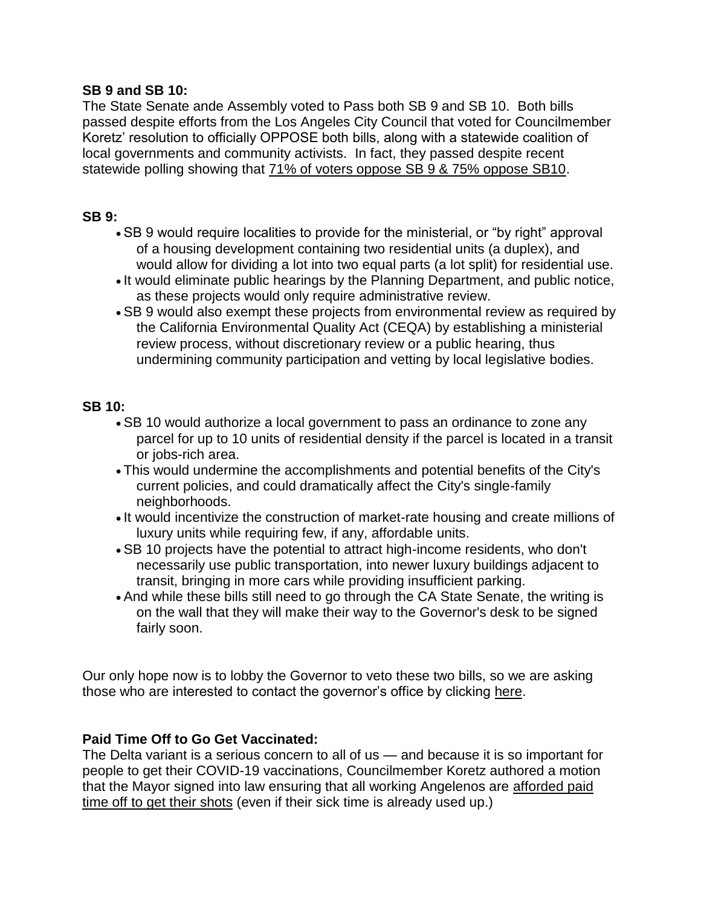**SB 9 and SB 10:**
The State Senate ande Assembly voted to Pass both SB 9 and SB 10. Both bills passed despite efforts from the Los Angeles City Council that voted for Councilmember Koretz' resolution to officially OPPOSE both bills, along with a statewide coalition of local governments and community activists. In fact, they passed despite recent statewide polling showing that 71% of voters oppose SB 9 & 75% oppose SB10.

**SB 9:**

- SB 9 would require localities to provide for the ministerial, or "by right" approval of a housing development containing two residential units (a duplex), and would allow for dividing a lot into two equal parts (a lot split) for residential use.
- It would eliminate public hearings by the Planning Department, and public notice, as these projects would only require administrative review.
- SB 9 would also exempt these projects from environmental review as required by the California Environmental Quality Act (CEQA) by establishing a ministerial review process, without discretionary review or a public hearing, thus undermining community participation and vetting by local legislative bodies.

**SB 10:**

- SB 10 would authorize a local government to pass an ordinance to zone any parcel for up to 10 units of residential density if the parcel is located in a transit or jobs-rich area.
- This would undermine the accomplishments and potential benefits of the City's current policies, and could dramatically affect the City's single-family neighborhoods.
- It would incentivize the construction of market-rate housing and create millions of luxury units while requiring few, if any, affordable units.
- SB 10 projects have the potential to attract high-income residents, who don't necessarily use public transportation, into newer luxury buildings adjacent to transit, bringing in more cars while providing insufficient parking.
- And while these bills still need to go through the CA State Senate, the writing is on the wall that they will make their way to the Governor's desk to be signed fairly soon.

Our only hope now is to lobby the Governor to veto these two bills, so we are asking those who are interested to contact the governor's office by clicking here.

**Paid Time Off to Go Get Vaccinated:**
The Delta variant is a serious concern to all of us — and because it is so important for people to get their COVID-19 vaccinations, Councilmember Koretz authored a motion that the Mayor signed into law ensuring that all working Angelenos are afforded paid time off to get their shots (even if their sick time is already used up.)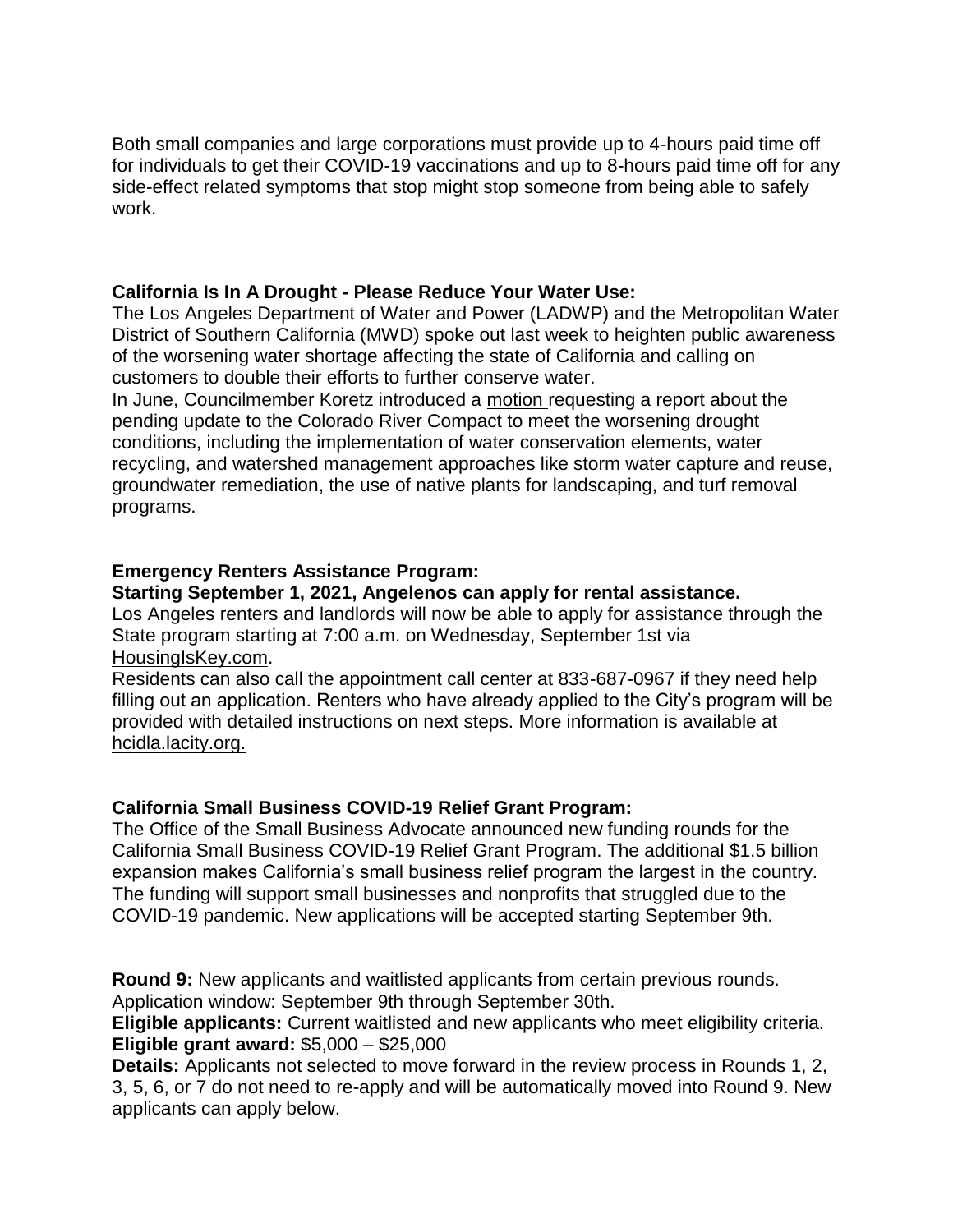Both small companies and large corporations must provide up to 4-hours paid time off for individuals to get their COVID-19 vaccinations and up to 8-hours paid time off for any side-effect related symptoms that stop might stop someone from being able to safely work.

**California Is In A Drought - Please Reduce Your Water Use:**

The Los Angeles Department of Water and Power (LADWP) and the Metropolitan Water District of Southern California (MWD) spoke out last week to heighten public awareness of the worsening water shortage affecting the state of California and calling on customers to double their efforts to further conserve water.

In June, Councilmember Koretz introduced a motion requesting a report about the pending update to the Colorado River Compact to meet the worsening drought conditions, including the implementation of water conservation elements, water recycling, and watershed management approaches like storm water capture and reuse, groundwater remediation, the use of native plants for landscaping, and turf removal programs.

**Emergency Renters Assistance Program:**

**Starting September 1, 2021, Angelenos can apply for rental assistance.**

Los Angeles renters and landlords will now be able to apply for assistance through the State program starting at 7:00 a.m. on Wednesday, September 1st via HousingIsKey.com.

Residents can also call the appointment call center at 833-687-0967 if they need help filling out an application. Renters who have already applied to the City's program will be provided with detailed instructions on next steps. More information is available at hcidla.lacity.org.

**California Small Business COVID-19 Relief Grant Program:**

The Office of the Small Business Advocate announced new funding rounds for the California Small Business COVID-19 Relief Grant Program. The additional $1.5 billion expansion makes California's small business relief program the largest in the country. The funding will support small businesses and nonprofits that struggled due to the COVID-19 pandemic. New applications will be accepted starting September 9th.

**Round 9:** New applicants and waitlisted applicants from certain previous rounds. Application window: September 9th through September 30th.

**Eligible applicants:** Current waitlisted and new applicants who meet eligibility criteria.

**Eligible grant award:** $5,000 – $25,000

**Details:** Applicants not selected to move forward in the review process in Rounds 1, 2, 3, 5, 6, or 7 do not need to re-apply and will be automatically moved into Round 9. New applicants can apply below.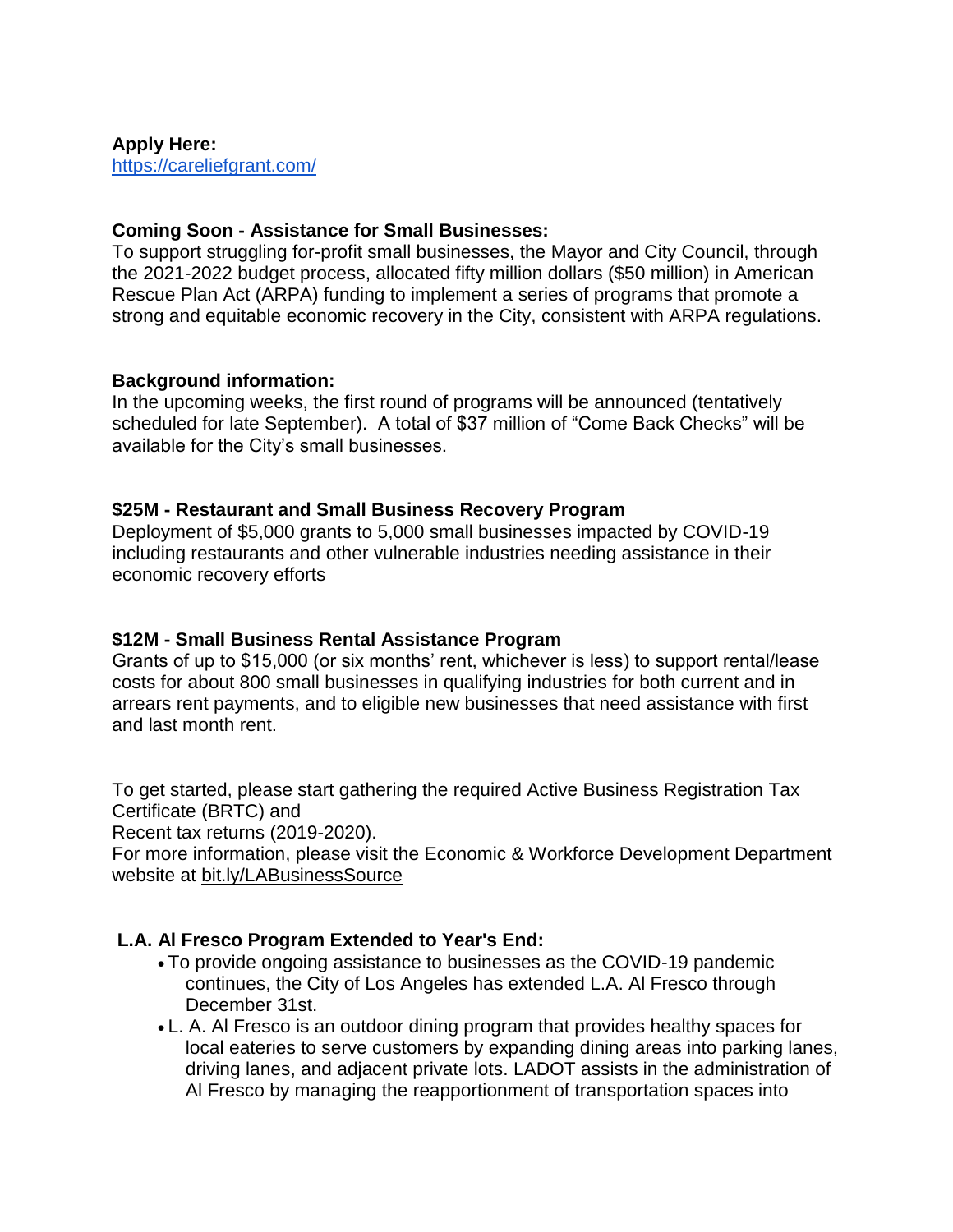**Apply Here:**
[https://careliefgrant.com/](https://careliefgrant.com/)

**Coming Soon - Assistance for Small Businesses:**
To support struggling for-profit small businesses, the Mayor and City Council, through the 2021-2022 budget process, allocated fifty million dollars ($50 million) in American Rescue Plan Act (ARPA) funding to implement a series of programs that promote a strong and equitable economic recovery in the City, consistent with ARPA regulations.

**Background information:**
In the upcoming weeks, the first round of programs will be announced (tentatively scheduled for late September). A total of $37 million of "Come Back Checks" will be available for the City's small businesses.

**$25M - Restaurant and Small Business Recovery Program**
Deployment of $5,000 grants to 5,000 small businesses impacted by COVID-19 including restaurants and other vulnerable industries needing assistance in their economic recovery efforts

**$12M - Small Business Rental Assistance Program**
Grants of up to $15,000 (or six months' rent, whichever is less) to support rental/lease costs for about 800 small businesses in qualifying industries for both current and in arrears rent payments, and to eligible new businesses that need assistance with first and last month rent.

To get started, please start gathering the required Active Business Registration Tax Certificate (BRTC) and
Recent tax returns (2019-2020).
For more information, please visit the Economic & Workforce Development Department website at bit.ly/LABusinessSource

**L.A. Al Fresco Program Extended to Year's End:**

- To provide ongoing assistance to businesses as the COVID-19 pandemic continues, the City of Los Angeles has extended L.A. Al Fresco through December 31st.
- L. A. Al Fresco is an outdoor dining program that provides healthy spaces for local eateries to serve customers by expanding dining areas into parking lanes, driving lanes, and adjacent private lots. LADOT assists in the administration of Al Fresco by managing the reapportionment of transportation spaces into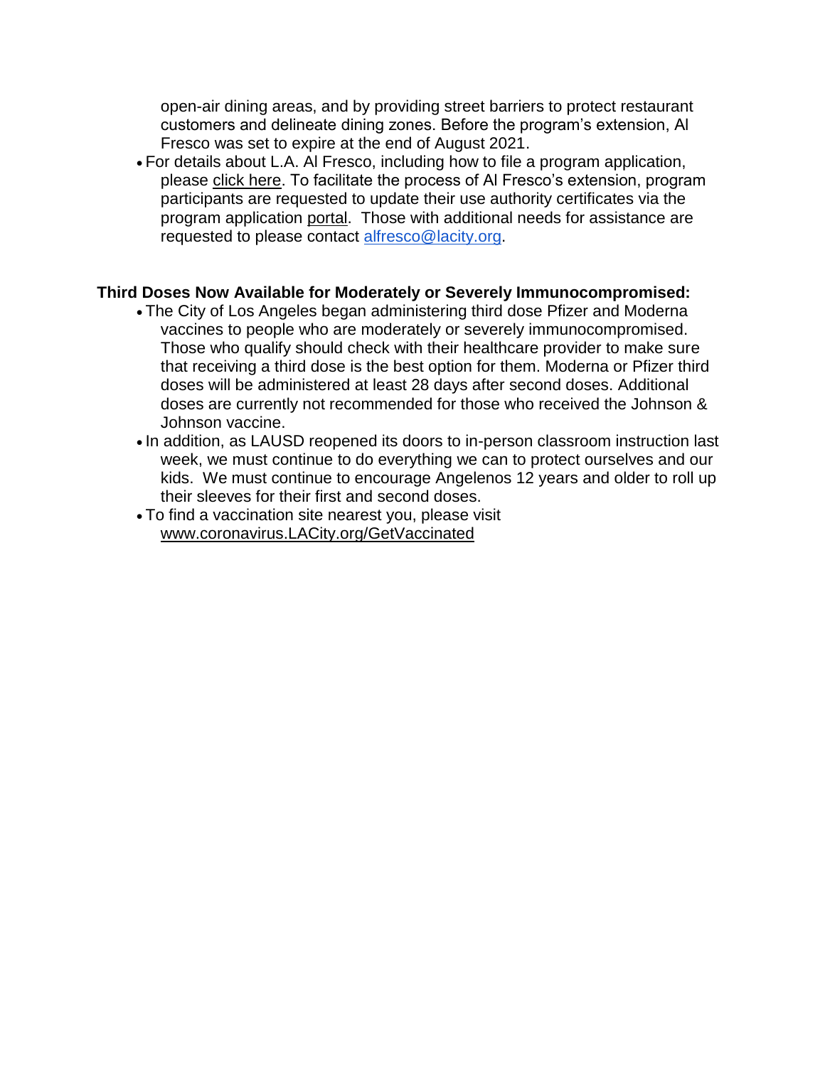open-air dining areas, and by providing street barriers to protect restaurant customers and delineate dining zones. Before the program's extension, Al Fresco was set to expire at the end of August 2021.

- For details about L.A. Al Fresco, including how to file a program application, please click here. To facilitate the process of Al Fresco's extension, program participants are requested to update their use authority certificates via the program application portal. Those with additional needs for assistance are requested to please contact alfresco@lacity.org.

**Third Doses Now Available for Moderately or Severely Immunocompromised:**

- The City of Los Angeles began administering third dose Pfizer and Moderna vaccines to people who are moderately or severely immunocompromised. Those who qualify should check with their healthcare provider to make sure that receiving a third dose is the best option for them. Moderna or Pfizer third doses will be administered at least 28 days after second doses. Additional doses are currently not recommended for those who received the Johnson & Johnson vaccine.
- In addition, as LAUSD reopened its doors to in-person classroom instruction last week, we must continue to do everything we can to protect ourselves and our kids. We must continue to encourage Angelenos 12 years and older to roll up their sleeves for their first and second doses.
- To find a vaccination site nearest you, please visit www.coronavirus.LACity.org/GetVaccinated